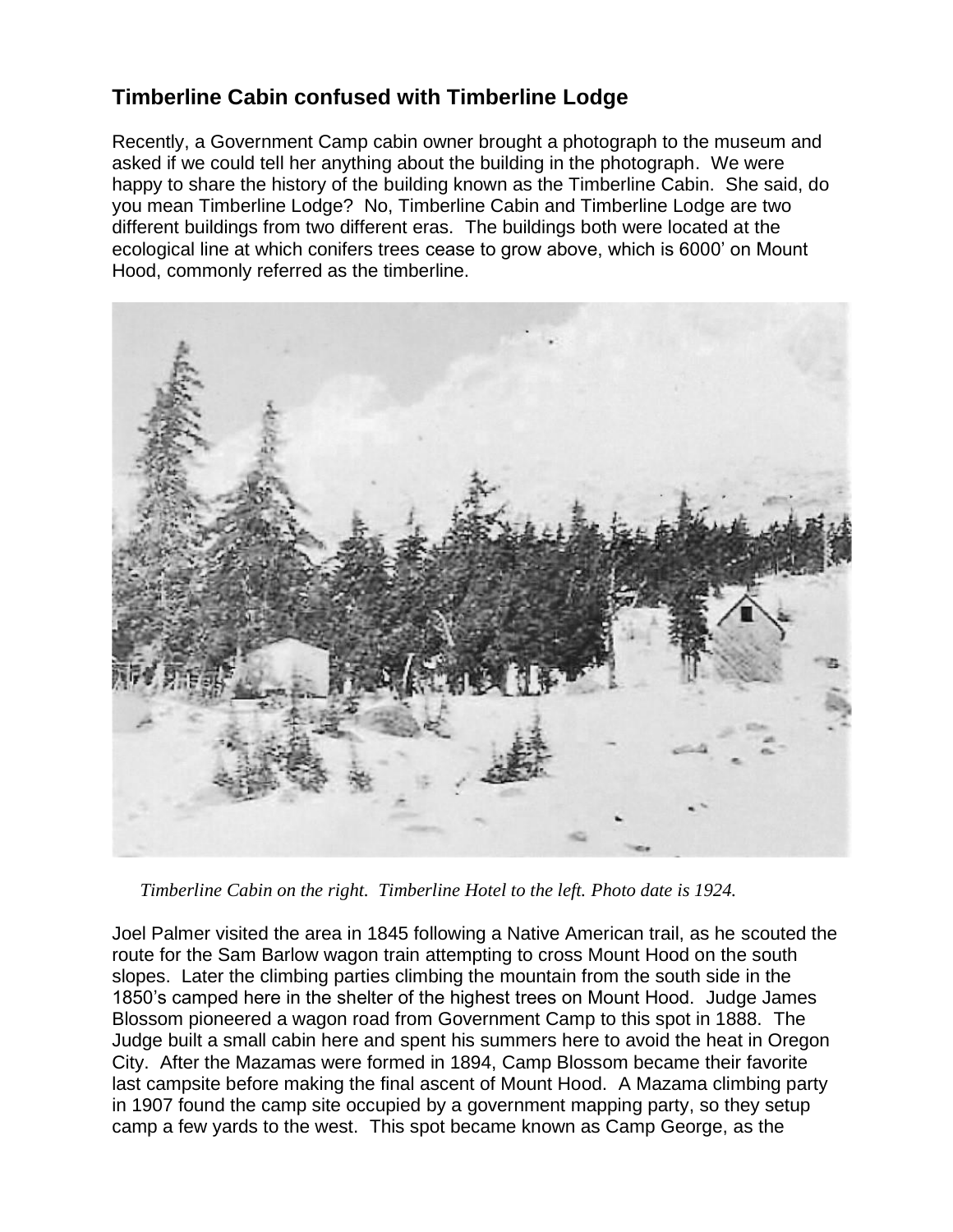## Timberline Cabin confused with Timberline Lodge

Recently, a Government Camp cabin owner brought a photograph to the museum and asked if we could tell her anything about the building in the photograph. We were happy to share the history of the building known as the Timberline Cabin. She said, do you mean Timberline Lodge? No, Timberline Cabin and Timberline Lodge are two different buildings from two different eras. The buildings both were located at the ecological line at which conifers trees cease to grow above, which is 6000' on Mount Hood, commonly referred as the timberline.

*Timberline Cabin on the right. Timberline Hotel to the left. Photo date is 1924.*

Joel Palmer visited the area in 1845 following a Native American trail, as he scouted the route for the Sam Barlow wagon train attempting to cross Mount Hood on the south slopes. Later the climbing parties climbing the mountain from the south side in the 1850's camped here in the shelter of the highest trees on Mount Hood. Judge James Blossom pioneered a wagon road from Government Camp to this spot in 1888. The Judge built a small cabin here and spent his summers here to avoid the heat in Oregon City. After the Mazamas were formed in 1894, Camp Blossom became their favorite last campsite before making the final ascent of Mount Hood. A Mazama climbing party in 1907 found the camp site occupied by a government mapping party, so they setup camp a few yards to the west. This spot became known as Camp George, as the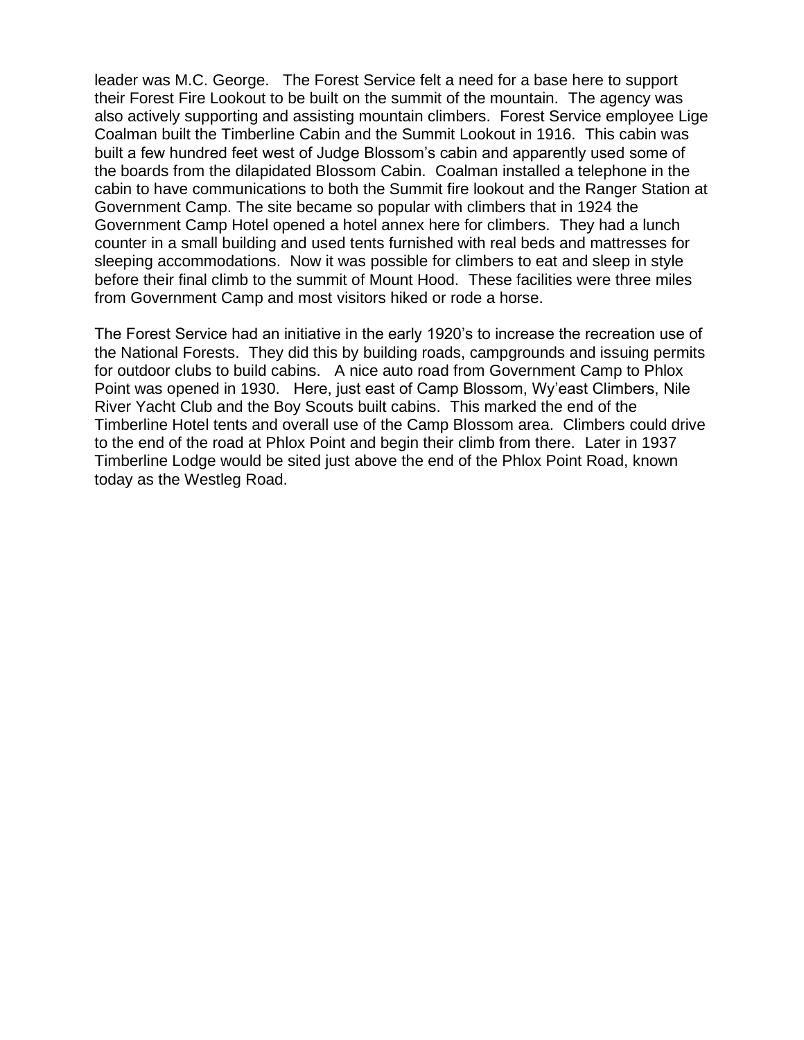leader was M.C. George. The Forest Service felt a need for a base here to support their Forest Fire Lookout to be built on the summit of the mountain. The agency was also actively supporting and assisting mountain climbers. Forest Service employee Lige Coalman built the Timberline Cabin and the Summit Lookout in 1916. This cabin was built a few hundred feet west of Judge Blossom's cabin and apparently used some of the boards from the dilapidated Blossom Cabin. Coalman installed a telephone in the cabin to have communications to both the Summit fire lookout and the Ranger Station at Government Camp. The site became so popular with climbers that in 1924 the Government Camp Hotel opened a hotel annex here for climbers. They had a lunch counter in a small building and used tents furnished with real beds and mattresses for sleeping accommodations. Now it was possible for climbers to eat and sleep in style before their final climb to the summit of Mount Hood. These facilities were three miles from Government Camp and most visitors hiked or rode a horse.

The Forest Service had an initiative in the early 1920's to increase the recreation use of the National Forests. They did this by building roads, campgrounds and issuing permits for outdoor clubs to build cabins. A nice auto road from Government Camp to Phlox Point was opened in 1930. Here, just east of Camp Blossom, Wy'east Climbers, Nile River Yacht Club and the Boy Scouts built cabins. This marked the end of the Timberline Hotel tents and overall use of the Camp Blossom area. Climbers could drive to the end of the road at Phlox Point and begin their climb from there. Later in 1937 Timberline Lodge would be sited just above the end of the Phlox Point Road, known today as the Westleg Road.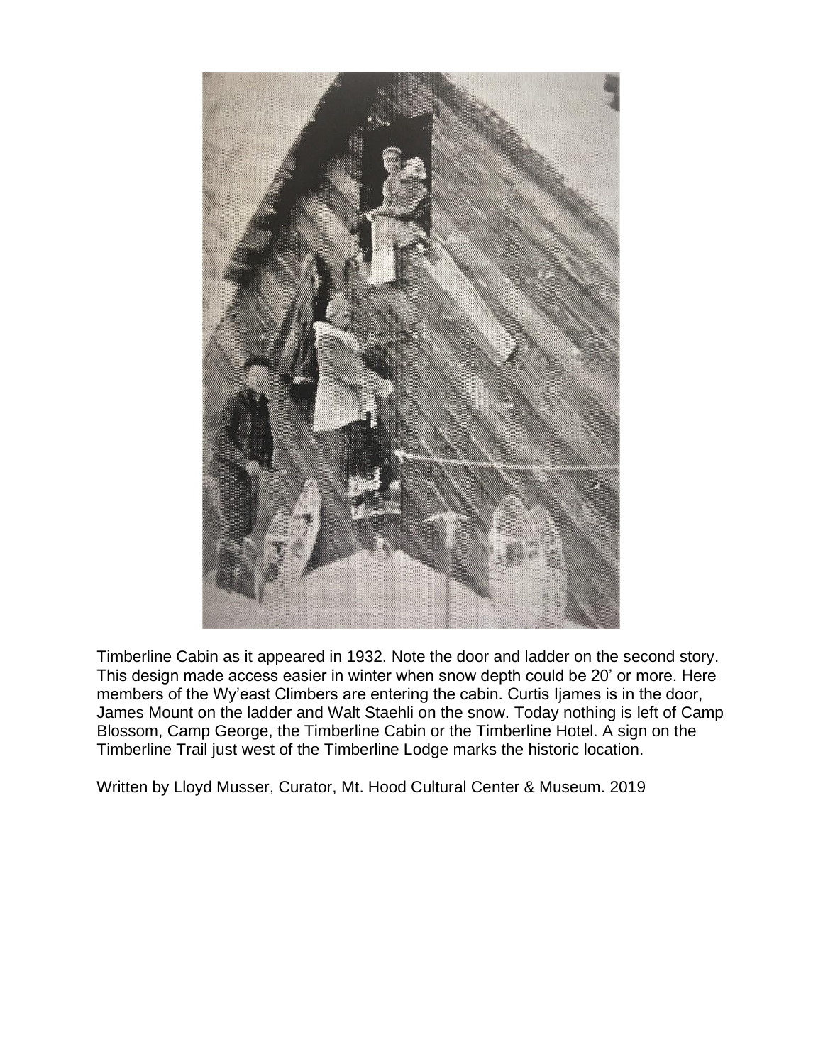Timberline Cabin as it appeared in 1932. Note the door and ladder on the second story. This design made access easier in winter when snow depth could be 20' or more. Here members of the Wy'east Climbers are entering the cabin. Curtis Ijames is in the door, James Mount on the ladder and Walt Staehli on the snow. Today nothing is left of Camp Blossom, Camp George, the Timberline Cabin or the Timberline Hotel. A sign on the Timberline Trail just west of the Timberline Lodge marks the historic location.

Written by Lloyd Musser, Curator, Mt. Hood Cultural Center & Museum. 2019